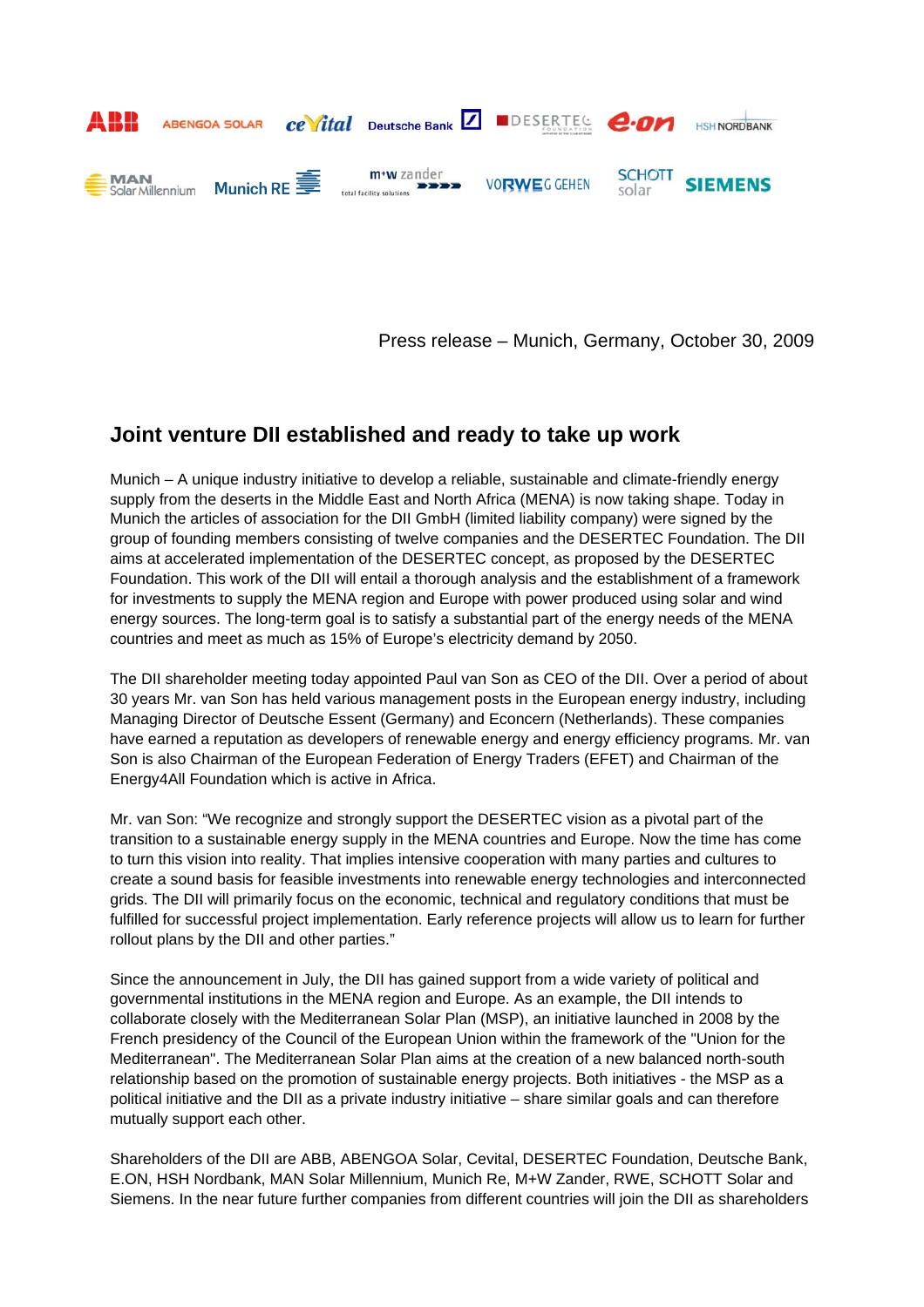Press release – Munich, Germany, October 30, 2009

## Joint venture DII established and ready to take up work

Munich – A unique industry initiative to develop a reliable, sustainable and climate-friendly energy supply from the deserts in the Middle East and North Africa (MENA) is now taking shape. Today in Munich the articles of association for the DII GmbH (limited liability company) were signed by the group of founding members consisting of twelve companies and the DESERTEC Foundation. The DII aims at accelerated implementation of the DESERTEC concept, as proposed by the DESERTEC Foundation. This work of the DII will entail a thorough analysis and the establishment of a framework for investments to supply the MENA region and Europe with power produced using solar and wind energy sources. The long-term goal is to satisfy a substantial part of the energy needs of the MENA countries and meet as much as 15% of Europe's electricity demand by 2050.

The DII shareholder meeting today appointed Paul van Son as CEO of the DII. Over a period of about 30 years Mr. van Son has held various management posts in the European energy industry, including Managing Director of Deutsche Essent (Germany) and Econcern (Netherlands). These companies have earned a reputation as developers of renewable energy and energy efficiency programs. Mr. van Son is also Chairman of the European Federation of Energy Traders (EFET) and Chairman of the Energy4All Foundation which is active in Africa.

Mr. van Son: "We recognize and strongly support the DESERTEC vision as a pivotal part of the transition to a sustainable energy supply in the MENA countries and Europe. Now the time has come to turn this vision into reality. That implies intensive cooperation with many parties and cultures to create a sound basis for feasible investments into renewable energy technologies and interconnected grids. The DII will primarily focus on the economic, technical and regulatory conditions that must be fulfilled for successful project implementation. Early reference projects will allow us to learn for further rollout plans by the DII and other parties."

Since the announcement in July, the DII has gained support from a wide variety of political and governmental institutions in the MENA region and Europe. As an example, the DII intends to collaborate closely with the Mediterranean Solar Plan (MSP), an initiative launched in 2008 by the French presidency of the Council of the European Union within the framework of the "Union for the Mediterranean". The Mediterranean Solar Plan aims at the creation of a new balanced north-south relationship based on the promotion of sustainable energy projects. Both initiatives - the MSP as a political initiative and the DII as a private industry initiative – share similar goals and can therefore mutually support each other.

Shareholders of the DII are ABB, ABENGOA Solar, Cevital, DESERTEC Foundation, Deutsche Bank, E.ON, HSH Nordbank, MAN Solar Millennium, Munich Re, M+W Zander, RWE, SCHOTT Solar and Siemens. In the near future further companies from different countries will join the DII as shareholders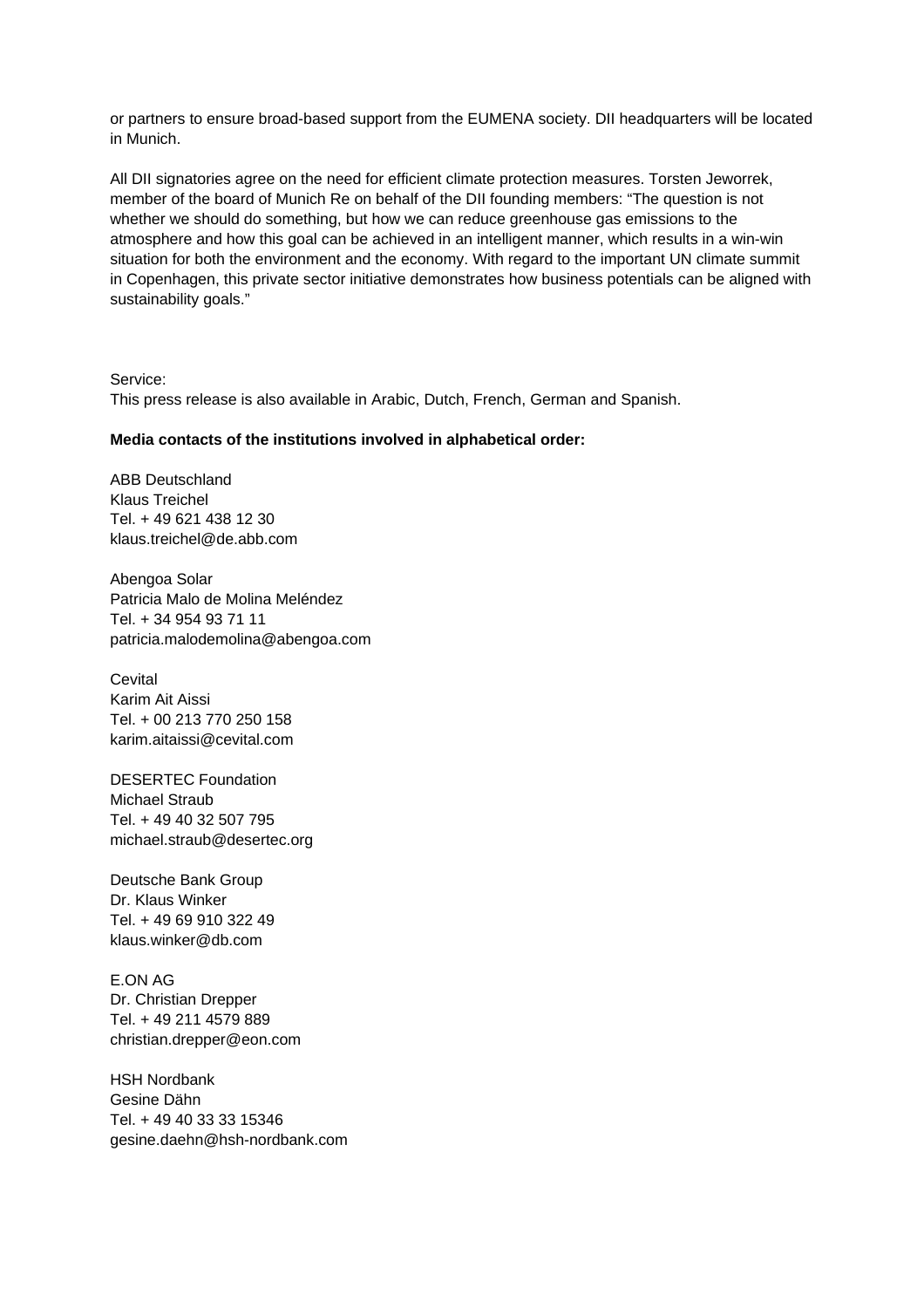or partners to ensure broad-based support from the EUMENA society. DII headquarters will be located in Munich.

All DII signatories agree on the need for efficient climate protection measures. Torsten Jeworrek, member of the board of Munich Re on behalf of the DII founding members: “The question is not whether we should do something, but how we can reduce greenhouse gas emissions to the atmosphere and how this goal can be achieved in an intelligent manner, which results in a win-win situation for both the environment and the economy. With regard to the important UN climate summit in Copenhagen, this private sector initiative demonstrates how business potentials can be aligned with sustainability goals.”

Service:
This press release is also available in Arabic, Dutch, French, German and Spanish.

**Media contacts of the institutions involved in alphabetical order:**

ABB Deutschland
Klaus Treichel
Tel. + 49 621 438 12 30
klaus.treichel@de.abb.com

Abengoa Solar
Patricia Malo de Molina Meléndez
Tel. + 34 954 93 71 11
patricia.malodemolina@abengoa.com

Cevital
Karim Ait Aissi
Tel. + 00 213 770 250 158
karim.aitaissi@cevital.com

DESERTEC Foundation
Michael Straub
Tel. + 49 40 32 507 795
michael.straub@desertec.org

Deutsche Bank Group
Dr. Klaus Winker
Tel. + 49 69 910 322 49
klaus.winker@db.com

E.ON AG
Dr. Christian Drepper
Tel. + 49 211 4579 889
christian.drepper@eon.com

HSH Nordbank
Gesine Dähn
Tel. + 49 40 33 33 15346
gesine.daehn@hsh-nordbank.com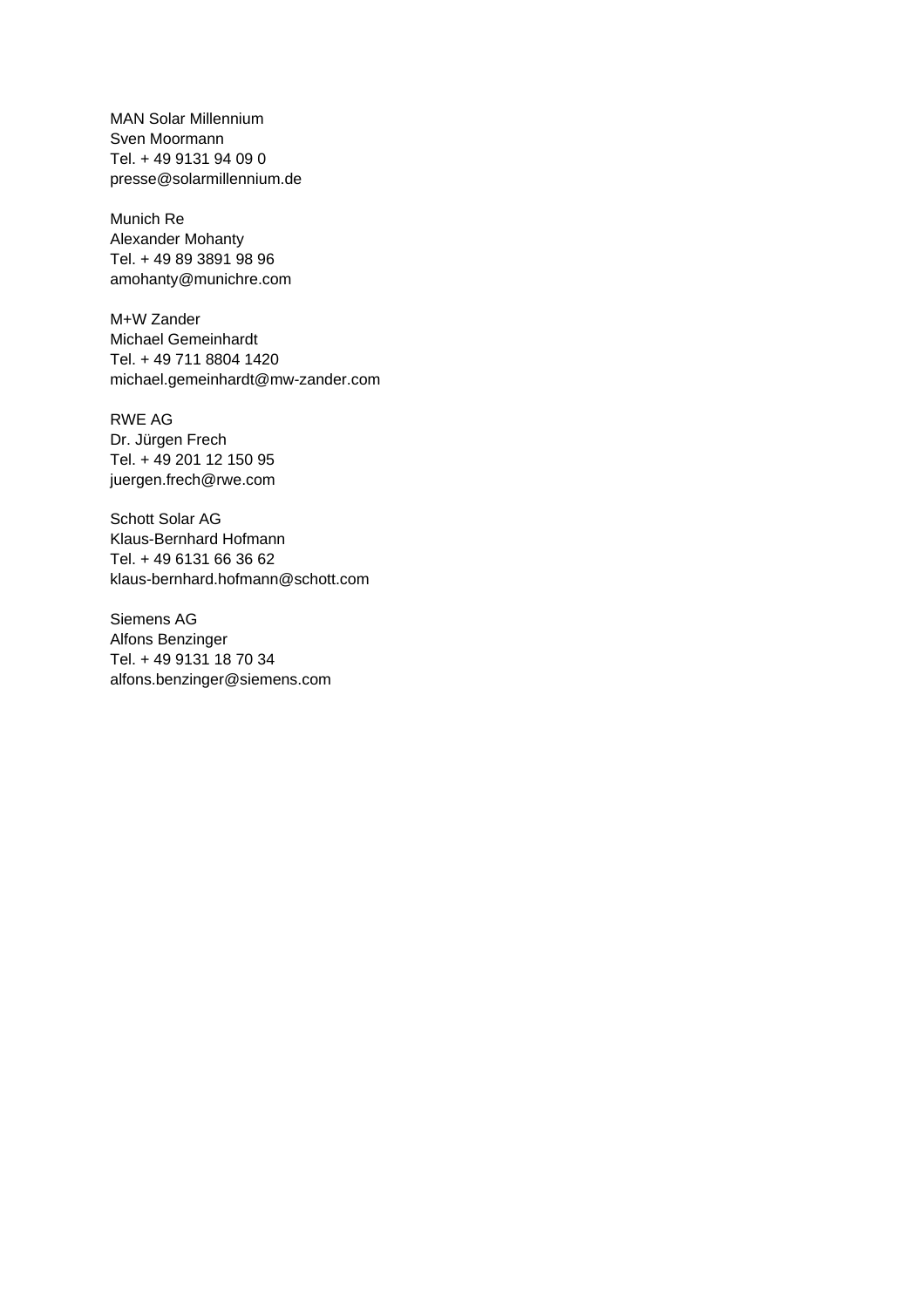MAN Solar Millennium
Sven Moormann
Tel. + 49 9131 94 09 0
presse@solarmillennium.de

Munich Re
Alexander Mohanty
Tel. + 49 89 3891 98 96
amohanty@munichre.com

M+W Zander
Michael Gemeinhardt
Tel. + 49 711 8804 1420
michael.gemeinhardt@mw-zander.com

RWE AG
Dr. Jürgen Frech
Tel. + 49 201 12 150 95
juergen.frech@rwe.com

Schott Solar AG
Klaus-Bernhard Hofmann
Tel. + 49 6131 66 36 62
klaus-bernhard.hofmann@schott.com

Siemens AG
Alfons Benzinger
Tel. + 49 9131 18 70 34
alfons.benzinger@siemens.com